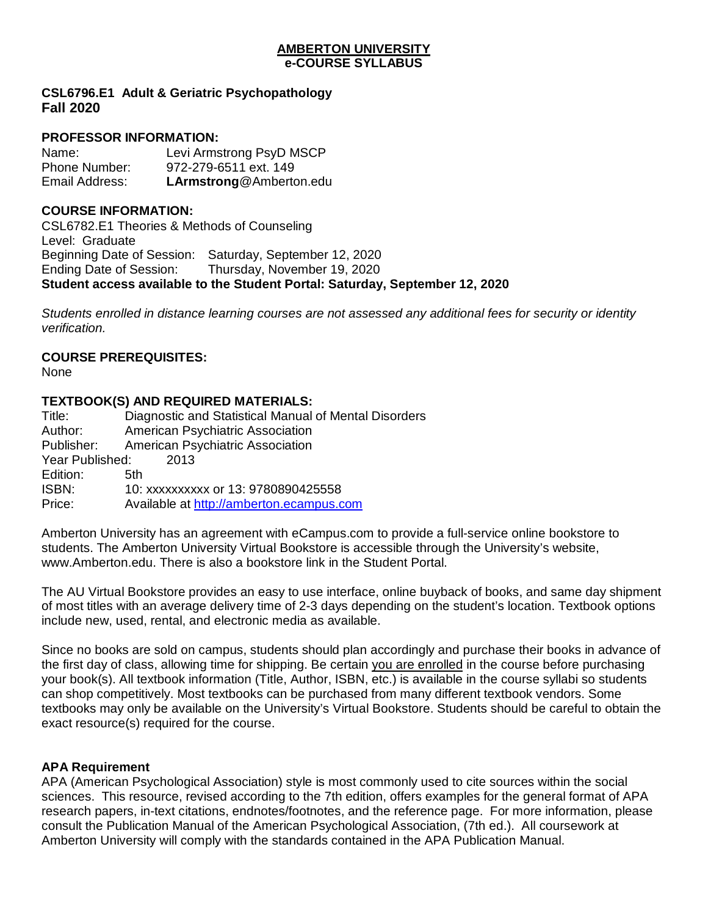**AMBERTON UNIVERSITY**
**e-COURSE SYLLABUS**

**CSL6796.E1 Adult & Geriatric Psychopathology**
**Fall 2020**

**PROFESSOR INFORMATION:**

Name: Levi Armstrong PsyD MSCP
Phone Number: 972-279-6511 ext. 149
Email Address: **LArmstrong**@Amberton.edu

**COURSE INFORMATION:**

CSL6782.E1 Theories & Methods of Counseling
Level: Graduate
Beginning Date of Session: Saturday, September 12, 2020
Ending Date of Session: Thursday, November 19, 2020
**Student access available to the Student Portal: Saturday, September 12, 2020**

*Students enrolled in distance learning courses are not assessed any additional fees for security or identity verification.*

**COURSE PREREQUISITES:**

None

**TEXTBOOK(S) AND REQUIRED MATERIALS:**

Title: Diagnostic and Statistical Manual of Mental Disorders
Author: American Psychiatric Association
Publisher: American Psychiatric Association
Year Published: 2013
Edition: 5th
ISBN: 10: xxxxxxxxxx or 13: 9780890425558
Price: Available at [http://amberton.ecampus.com](http://amberton.ecampus.com)

Amberton University has an agreement with eCampus.com to provide a full-service online bookstore to students. The Amberton University Virtual Bookstore is accessible through the University's website, www.Amberton.edu. There is also a bookstore link in the Student Portal.

The AU Virtual Bookstore provides an easy to use interface, online buyback of books, and same day shipment of most titles with an average delivery time of 2-3 days depending on the student's location. Textbook options include new, used, rental, and electronic media as available.

Since no books are sold on campus, students should plan accordingly and purchase their books in advance of the first day of class, allowing time for shipping. Be certain you are enrolled in the course before purchasing your book(s). All textbook information (Title, Author, ISBN, etc.) is available in the course syllabi so students can shop competitively. Most textbooks can be purchased from many different textbook vendors. Some textbooks may only be available on the University's Virtual Bookstore. Students should be careful to obtain the exact resource(s) required for the course.

**APA Requirement**

APA (American Psychological Association) style is most commonly used to cite sources within the social sciences. This resource, revised according to the 7th edition, offers examples for the general format of APA research papers, in-text citations, endnotes/footnotes, and the reference page. For more information, please consult the Publication Manual of the American Psychological Association, (7th ed.). All coursework at Amberton University will comply with the standards contained in the APA Publication Manual.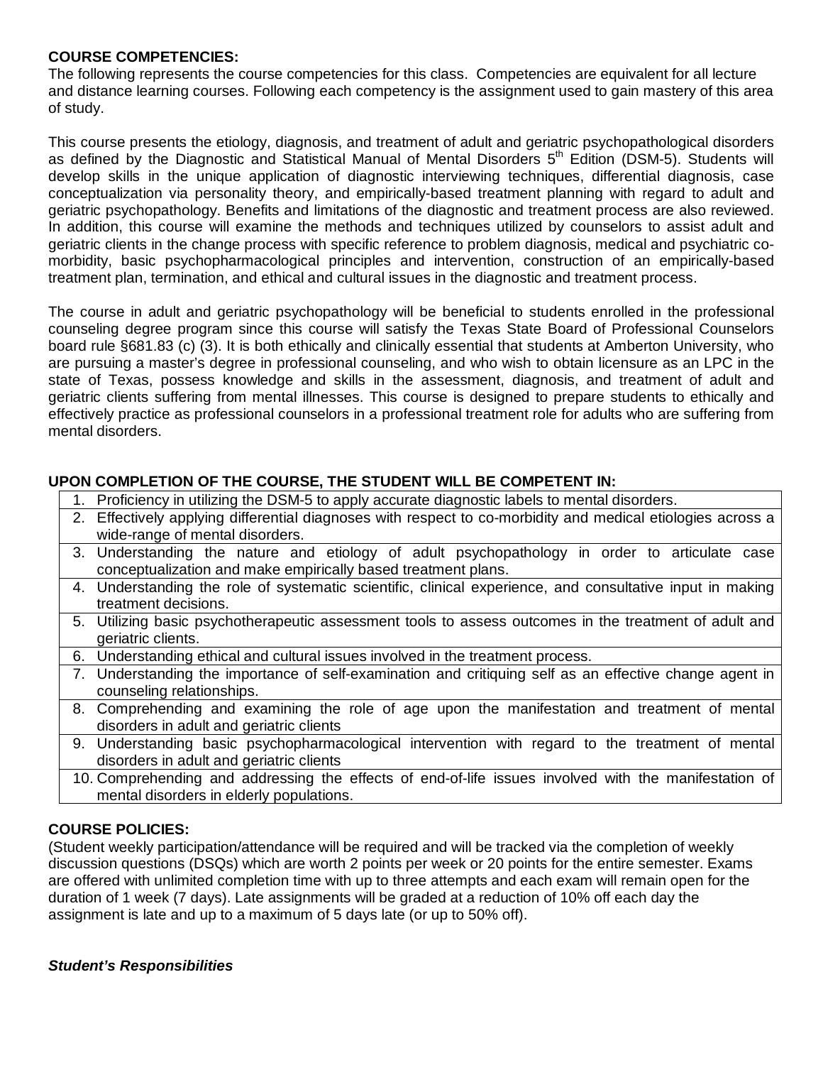**COURSE COMPETENCIES:**

The following represents the course competencies for this class. Competencies are equivalent for all lecture and distance learning courses. Following each competency is the assignment used to gain mastery of this area of study.

This course presents the etiology, diagnosis, and treatment of adult and geriatric psychopathological disorders as defined by the Diagnostic and Statistical Manual of Mental Disorders 5th Edition (DSM-5). Students will develop skills in the unique application of diagnostic interviewing techniques, differential diagnosis, case conceptualization via personality theory, and empirically-based treatment planning with regard to adult and geriatric psychopathology. Benefits and limitations of the diagnostic and treatment process are also reviewed. In addition, this course will examine the methods and techniques utilized by counselors to assist adult and geriatric clients in the change process with specific reference to problem diagnosis, medical and psychiatric co-morbidity, basic psychopharmacological principles and intervention, construction of an empirically-based treatment plan, termination, and ethical and cultural issues in the diagnostic and treatment process.

The course in adult and geriatric psychopathology will be beneficial to students enrolled in the professional counseling degree program since this course will satisfy the Texas State Board of Professional Counselors board rule §681.83 (c) (3). It is both ethically and clinically essential that students at Amberton University, who are pursuing a master's degree in professional counseling, and who wish to obtain licensure as an LPC in the state of Texas, possess knowledge and skills in the assessment, diagnosis, and treatment of adult and geriatric clients suffering from mental illnesses. This course is designed to prepare students to ethically and effectively practice as professional counselors in a professional treatment role for adults who are suffering from mental disorders.

**UPON COMPLETION OF THE COURSE, THE STUDENT WILL BE COMPETENT IN:**

| |
|---|
| 1. Proficiency in utilizing the DSM-5 to apply accurate diagnostic labels to mental disorders. |
| 2. Effectively applying differential diagnoses with respect to co-morbidity and medical etiologies across a wide-range of mental disorders. |
| 3. Understanding the nature and etiology of adult psychopathology in order to articulate case conceptualization and make empirically based treatment plans. |
| 4. Understanding the role of systematic scientific, clinical experience, and consultative input in making treatment decisions. |
| 5. Utilizing basic psychotherapeutic assessment tools to assess outcomes in the treatment of adult and geriatric clients. |
| 6. Understanding ethical and cultural issues involved in the treatment process. |
| 7. Understanding the importance of self-examination and critiquing self as an effective change agent in counseling relationships. |
| 8. Comprehending and examining the role of age upon the manifestation and treatment of mental disorders in adult and geriatric clients |
| 9. Understanding basic psychopharmacological intervention with regard to the treatment of mental disorders in adult and geriatric clients |
| 10. Comprehending and addressing the effects of end-of-life issues involved with the manifestation of mental disorders in elderly populations. |

**COURSE POLICIES:**

(Student weekly participation/attendance will be required and will be tracked via the completion of weekly discussion questions (DSQs) which are worth 2 points per week or 20 points for the entire semester. Exams are offered with unlimited completion time with up to three attempts and each exam will remain open for the duration of 1 week (7 days). Late assignments will be graded at a reduction of 10% off each day the assignment is late and up to a maximum of 5 days late (or up to 50% off).

***Student's Responsibilities***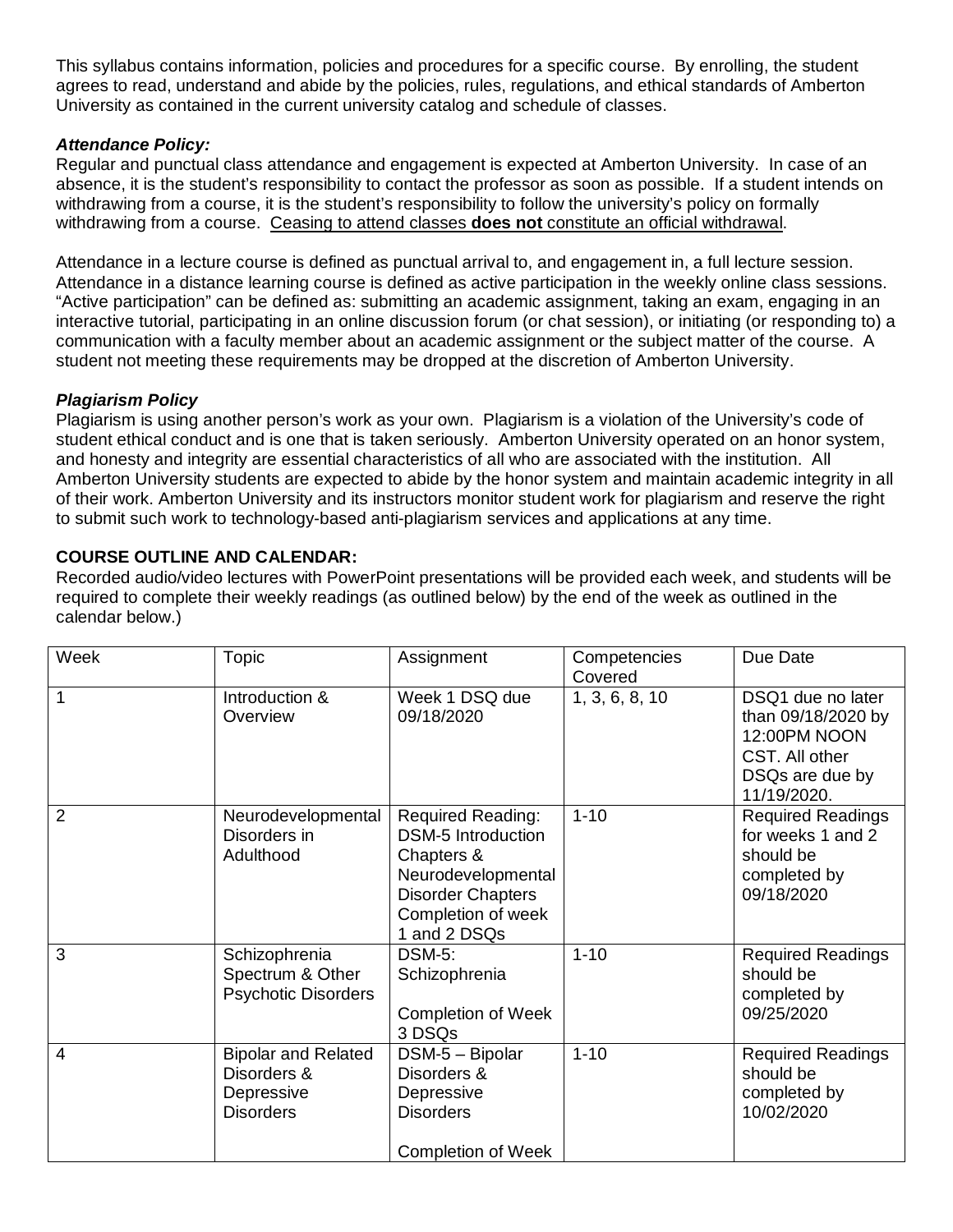This syllabus contains information, policies and procedures for a specific course. By enrolling, the student agrees to read, understand and abide by the policies, rules, regulations, and ethical standards of Amberton University as contained in the current university catalog and schedule of classes.

***Attendance Policy:***
Regular and punctual class attendance and engagement is expected at Amberton University. In case of an absence, it is the student's responsibility to contact the professor as soon as possible. If a student intends on withdrawing from a course, it is the student's responsibility to follow the university's policy on formally withdrawing from a course. <u>Ceasing to attend classes **does not** constitute an official withdrawal</u>.

Attendance in a lecture course is defined as punctual arrival to, and engagement in, a full lecture session. Attendance in a distance learning course is defined as active participation in the weekly online class sessions. "Active participation" can be defined as: submitting an academic assignment, taking an exam, engaging in an interactive tutorial, participating in an online discussion forum (or chat session), or initiating (or responding to) a communication with a faculty member about an academic assignment or the subject matter of the course. A student not meeting these requirements may be dropped at the discretion of Amberton University.

***Plagiarism Policy***
Plagiarism is using another person's work as your own. Plagiarism is a violation of the University's code of student ethical conduct and is one that is taken seriously. Amberton University operated on an honor system, and honesty and integrity are essential characteristics of all who are associated with the institution. All Amberton University students are expected to abide by the honor system and maintain academic integrity in all of their work. Amberton University and its instructors monitor student work for plagiarism and reserve the right to submit such work to technology-based anti-plagiarism services and applications at any time.

**COURSE OUTLINE AND CALENDAR:**
Recorded audio/video lectures with PowerPoint presentations will be provided each week, and students will be required to complete their weekly readings (as outlined below) by the end of the week as outlined in the calendar below.)

| Week | Topic | Assignment | Competencies Covered | Due Date |
|---|---|---|---|---|
| 1 | Introduction & Overview | Week 1 DSQ due 09/18/2020 | 1, 3, 6, 8, 10 | DSQ1 due no later than 09/18/2020 by 12:00PM NOON CST. All other DSQs are due by 11/19/2020. |
| 2 | Neurodevelopmental Disorders in Adulthood | Required Reading: DSM-5 Introduction Chapters & Neurodevelopmental Disorder Chapters Completion of week 1 and 2 DSQs | 1-10 | Required Readings for weeks 1 and 2 should be completed by 09/18/2020 |
| 3 | Schizophrenia Spectrum & Other Psychotic Disorders | DSM-5: Schizophrenia<br><br>Completion of Week 3 DSQs | 1-10 | Required Readings should be completed by 09/25/2020 |
| 4 | Bipolar and Related Disorders & Depressive Disorders | DSM-5 – Bipolar Disorders & Depressive Disorders<br><br>Completion of Week | 1-10 | Required Readings should be completed by 10/02/2020 |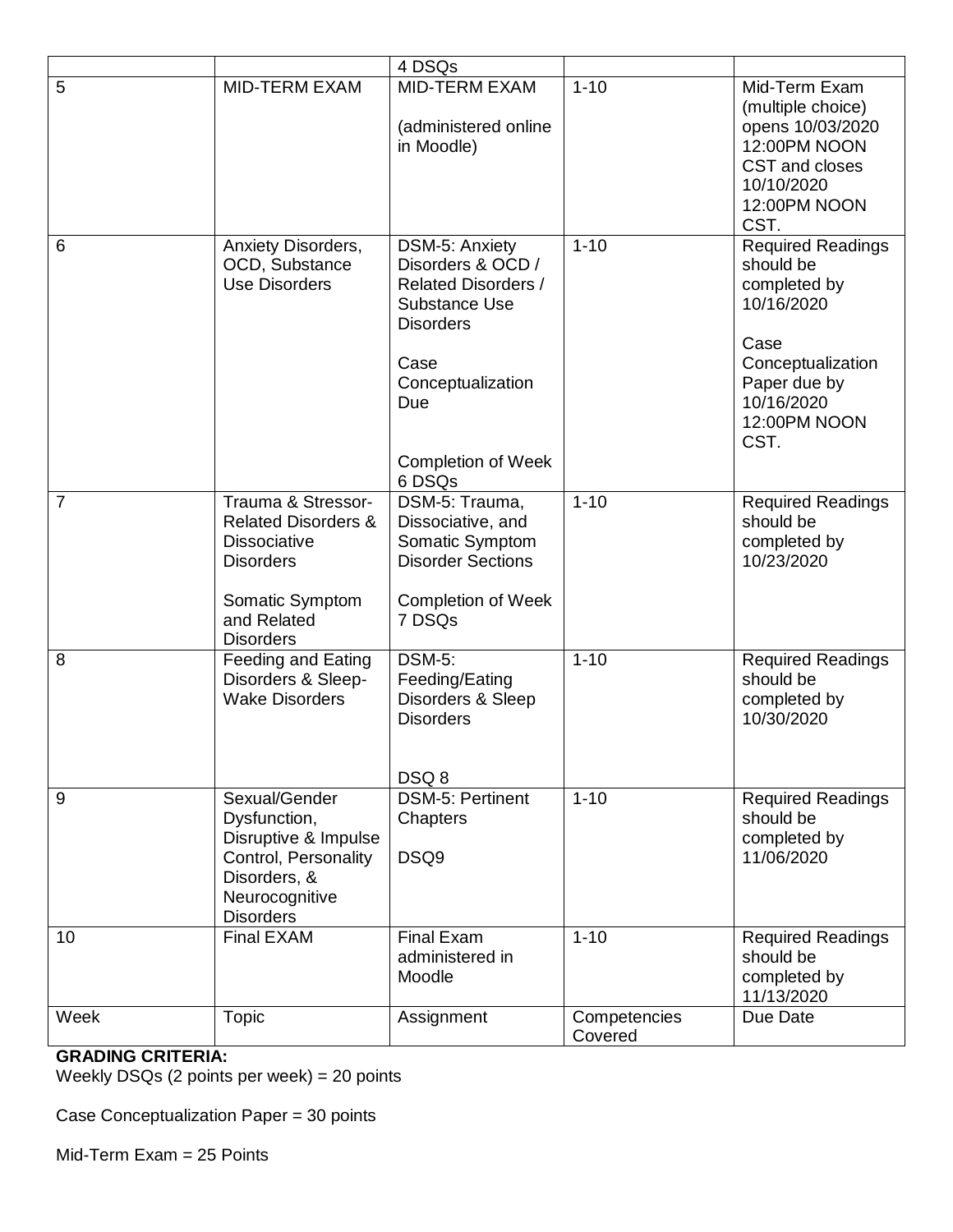| Week | Topic | Assignment | Competencies Covered | Due Date |
|---|---|---|---|---|
| | | 4 DSQs | | |
| 5 | MID-TERM EXAM | MID-TERM EXAM<br><br>(administered online in Moodle) | 1-10 | Mid-Term Exam (multiple choice) opens 10/03/2020 12:00PM NOON CST and closes 10/10/2020 12:00PM NOON CST. |
| 6 | Anxiety Disorders, OCD, Substance Use Disorders | DSM-5: Anxiety Disorders & OCD / Related Disorders / Substance Use Disorders<br><br>Case Conceptualization Due<br><br>Completion of Week 6 DSQs | 1-10 | Required Readings should be completed by 10/16/2020<br><br>Case Conceptualization Paper due by 10/16/2020 12:00PM NOON CST. |
| 7 | Trauma & Stressor-Related Disorders & Dissociative Disorders<br><br>Somatic Symptom and Related Disorders | DSM-5: Trauma, Dissociative, and Somatic Symptom Disorder Sections<br><br>Completion of Week 7 DSQs | 1-10 | Required Readings should be completed by 10/23/2020 |
| 8 | Feeding and Eating Disorders & Sleep-Wake Disorders | DSM-5: Feeding/Eating Disorders & Sleep Disorders<br><br>DSQ 8 | 1-10 | Required Readings should be completed by 10/30/2020 |
| 9 | Sexual/Gender Dysfunction, Disruptive & Impulse Control, Personality Disorders, & Neurocognitive Disorders | DSM-5: Pertinent Chapters<br><br>DSQ9 | 1-10 | Required Readings should be completed by 11/06/2020 |
| 10 | Final EXAM | Final Exam administered in Moodle | 1-10 | Required Readings should be completed by 11/13/2020 |

**GRADING CRITERIA:**

Weekly DSQs (2 points per week) = 20 points

Case Conceptualization Paper = 30 points

Mid-Term Exam = 25 Points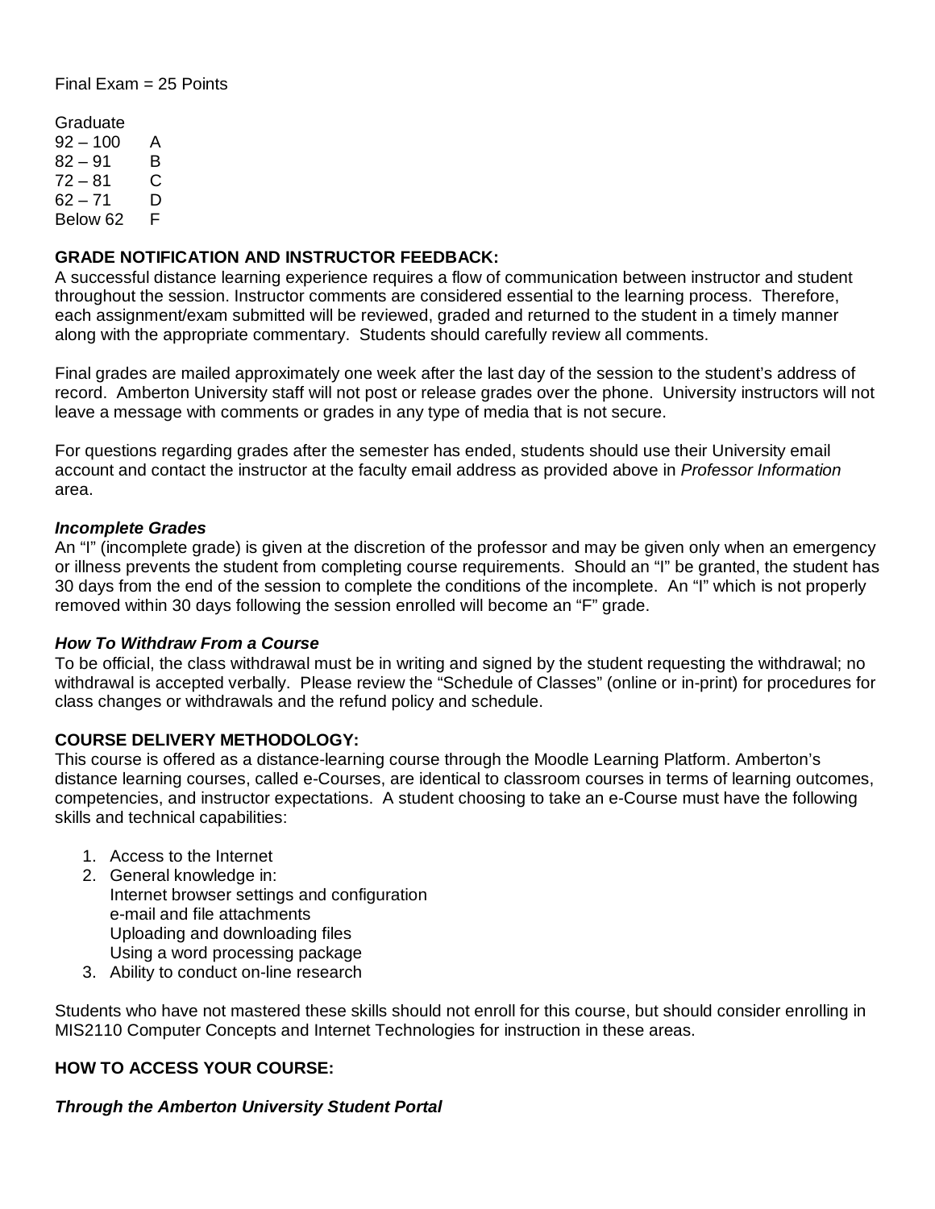Final Exam = 25 Points

Graduate

| | |
|---|---|
| 92 – 100 | A |
| 82 – 91 | B |
| 72 – 81 | C |
| 62 – 71 | D |
| Below 62 | F |

**GRADE NOTIFICATION AND INSTRUCTOR FEEDBACK:**

A successful distance learning experience requires a flow of communication between instructor and student throughout the session. Instructor comments are considered essential to the learning process. Therefore, each assignment/exam submitted will be reviewed, graded and returned to the student in a timely manner along with the appropriate commentary. Students should carefully review all comments.

Final grades are mailed approximately one week after the last day of the session to the student's address of record. Amberton University staff will not post or release grades over the phone. University instructors will not leave a message with comments or grades in any type of media that is not secure.

For questions regarding grades after the semester has ended, students should use their University email account and contact the instructor at the faculty email address as provided above in *Professor Information* area.

***Incomplete Grades***

An "I" (incomplete grade) is given at the discretion of the professor and may be given only when an emergency or illness prevents the student from completing course requirements. Should an "I" be granted, the student has 30 days from the end of the session to complete the conditions of the incomplete. An "I" which is not properly removed within 30 days following the session enrolled will become an "F" grade.

***How To Withdraw From a Course***

To be official, the class withdrawal must be in writing and signed by the student requesting the withdrawal; no withdrawal is accepted verbally. Please review the "Schedule of Classes" (online or in-print) for procedures for class changes or withdrawals and the refund policy and schedule.

**COURSE DELIVERY METHODOLOGY:**

This course is offered as a distance-learning course through the Moodle Learning Platform. Amberton's distance learning courses, called e-Courses, are identical to classroom courses in terms of learning outcomes, competencies, and instructor expectations. A student choosing to take an e-Course must have the following skills and technical capabilities:

1. Access to the Internet
2. General knowledge in:
   Internet browser settings and configuration
   e-mail and file attachments
   Uploading and downloading files
   Using a word processing package
3. Ability to conduct on-line research

Students who have not mastered these skills should not enroll for this course, but should consider enrolling in MIS2110 Computer Concepts and Internet Technologies for instruction in these areas.

**HOW TO ACCESS YOUR COURSE:**

***Through the Amberton University Student Portal***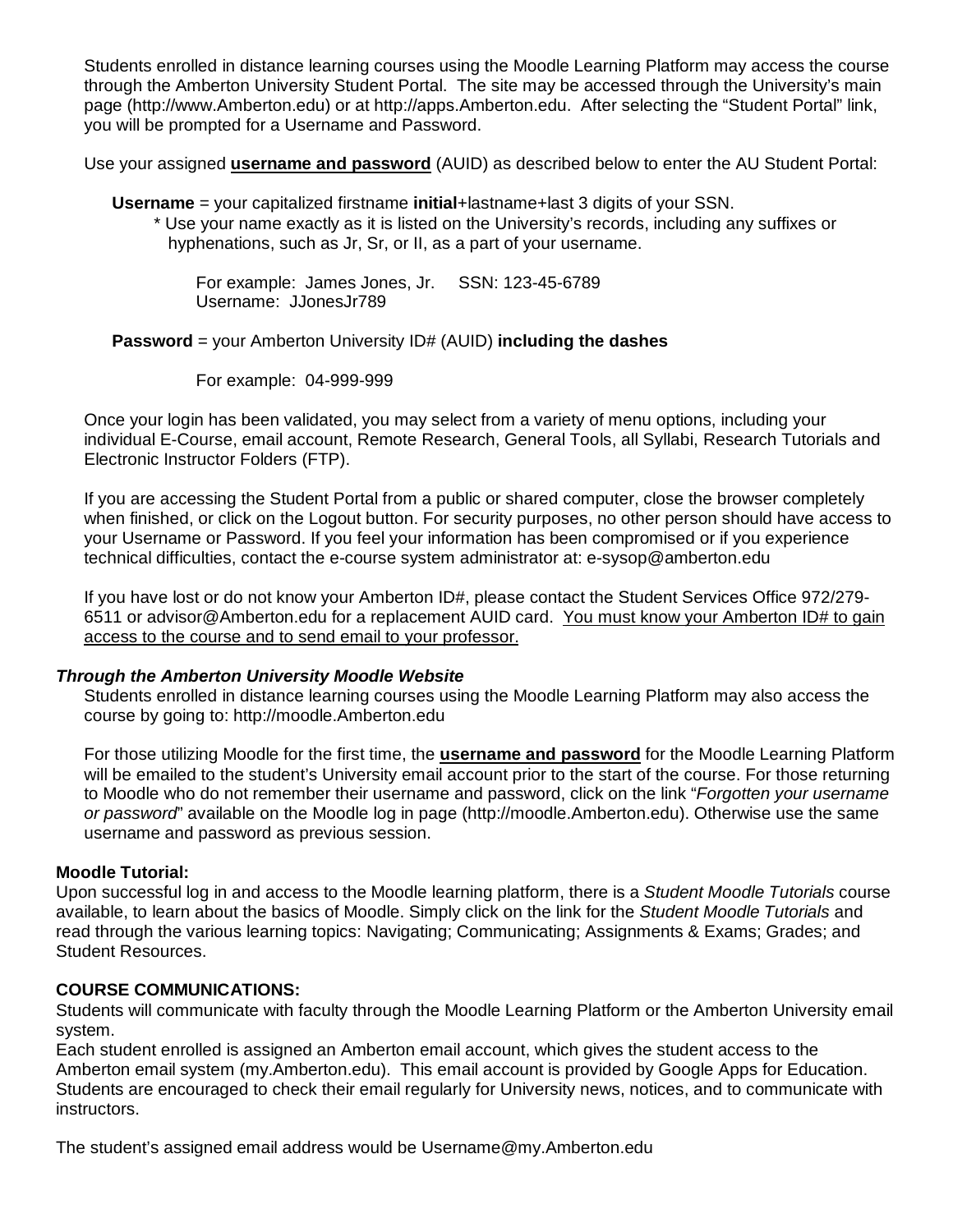Students enrolled in distance learning courses using the Moodle Learning Platform may access the course through the Amberton University Student Portal. The site may be accessed through the University's main page (http://www.Amberton.edu) or at http://apps.Amberton.edu. After selecting the "Student Portal" link, you will be prompted for a Username and Password.

Use your assigned **username and password** (AUID) as described below to enter the AU Student Portal:

**Username** = your capitalized firstname **initial**+lastname+last 3 digits of your SSN.
* Use your name exactly as it is listed on the University's records, including any suffixes or hyphenations, such as Jr, Sr, or II, as a part of your username.

For example: James Jones, Jr. SSN: 123-45-6789
Username: JJonesJr789

**Password** = your Amberton University ID# (AUID) **including the dashes**

For example: 04-999-999

Once your login has been validated, you may select from a variety of menu options, including your individual E-Course, email account, Remote Research, General Tools, all Syllabi, Research Tutorials and Electronic Instructor Folders (FTP).

If you are accessing the Student Portal from a public or shared computer, close the browser completely when finished, or click on the Logout button. For security purposes, no other person should have access to your Username or Password. If you feel your information has been compromised or if you experience technical difficulties, contact the e-course system administrator at: e-sysop@amberton.edu

If you have lost or do not know your Amberton ID#, please contact the Student Services Office 972/279-6511 or advisor@Amberton.edu for a replacement AUID card. You must know your Amberton ID# to gain access to the course and to send email to your professor.

***Through the Amberton University Moodle Website***

Students enrolled in distance learning courses using the Moodle Learning Platform may also access the course by going to: http://moodle.Amberton.edu

For those utilizing Moodle for the first time, the **username and password** for the Moodle Learning Platform will be emailed to the student's University email account prior to the start of the course. For those returning to Moodle who do not remember their username and password, click on the link "*Forgotten your username or password*" available on the Moodle log in page (http://moodle.Amberton.edu). Otherwise use the same username and password as previous session.

**Moodle Tutorial:**

Upon successful log in and access to the Moodle learning platform, there is a *Student Moodle Tutorials* course available, to learn about the basics of Moodle. Simply click on the link for the *Student Moodle Tutorials* and read through the various learning topics: Navigating; Communicating; Assignments & Exams; Grades; and Student Resources.

**COURSE COMMUNICATIONS:**

Students will communicate with faculty through the Moodle Learning Platform or the Amberton University email system.

Each student enrolled is assigned an Amberton email account, which gives the student access to the Amberton email system (my.Amberton.edu). This email account is provided by Google Apps for Education. Students are encouraged to check their email regularly for University news, notices, and to communicate with instructors.

The student's assigned email address would be Username@my.Amberton.edu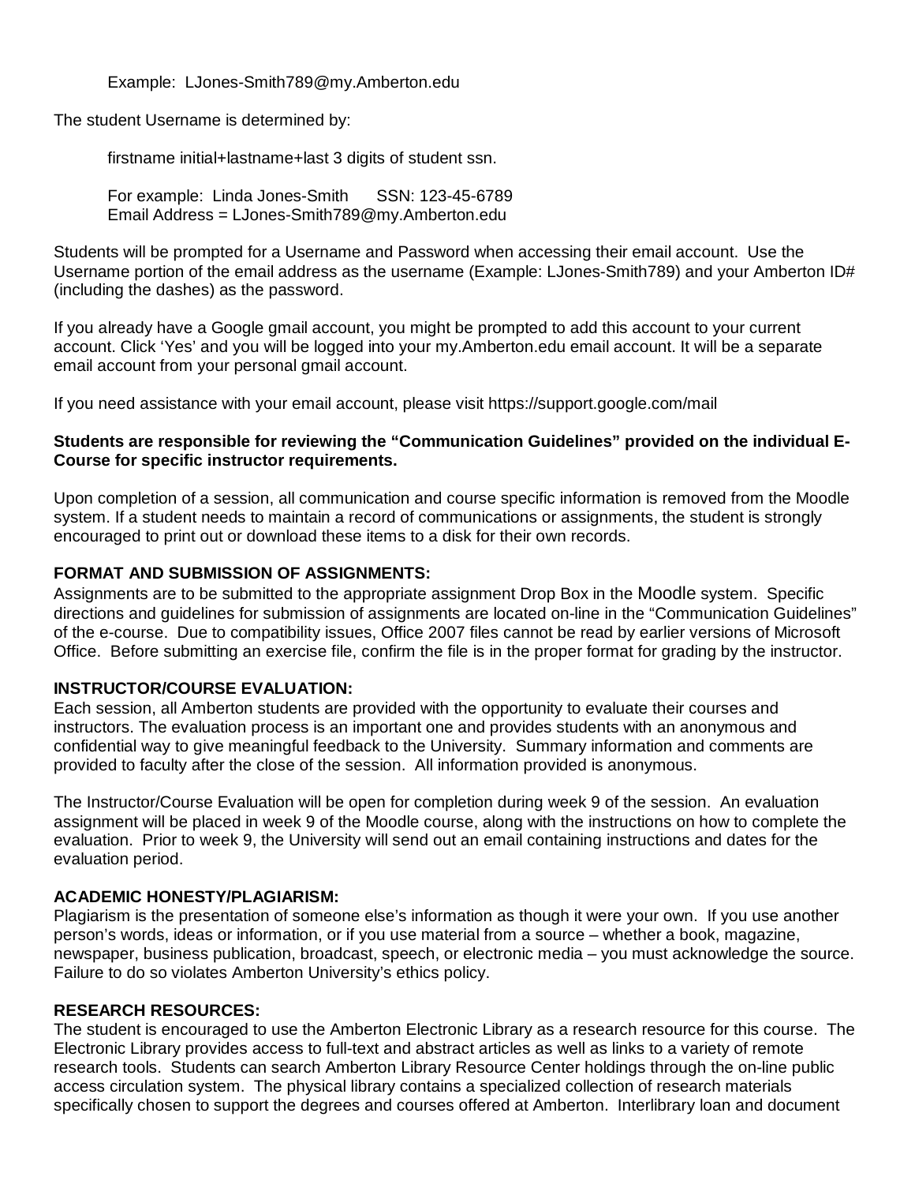Example: LJones-Smith789@my.Amberton.edu

The student Username is determined by:

firstname initial+lastname+last 3 digits of student ssn.

For example: Linda Jones-Smith SSN: 123-45-6789
Email Address = LJones-Smith789@my.Amberton.edu

Students will be prompted for a Username and Password when accessing their email account. Use the Username portion of the email address as the username (Example: LJones-Smith789) and your Amberton ID# (including the dashes) as the password.

If you already have a Google gmail account, you might be prompted to add this account to your current account. Click 'Yes' and you will be logged into your my.Amberton.edu email account. It will be a separate email account from your personal gmail account.

If you need assistance with your email account, please visit https://support.google.com/mail

**Students are responsible for reviewing the "Communication Guidelines" provided on the individual E-Course for specific instructor requirements.**

Upon completion of a session, all communication and course specific information is removed from the Moodle system. If a student needs to maintain a record of communications or assignments, the student is strongly encouraged to print out or download these items to a disk for their own records.

**FORMAT AND SUBMISSION OF ASSIGNMENTS:**
Assignments are to be submitted to the appropriate assignment Drop Box in the Moodle system. Specific directions and guidelines for submission of assignments are located on-line in the "Communication Guidelines" of the e-course. Due to compatibility issues, Office 2007 files cannot be read by earlier versions of Microsoft Office. Before submitting an exercise file, confirm the file is in the proper format for grading by the instructor.

**INSTRUCTOR/COURSE EVALUATION:**
Each session, all Amberton students are provided with the opportunity to evaluate their courses and instructors. The evaluation process is an important one and provides students with an anonymous and confidential way to give meaningful feedback to the University. Summary information and comments are provided to faculty after the close of the session. All information provided is anonymous.

The Instructor/Course Evaluation will be open for completion during week 9 of the session. An evaluation assignment will be placed in week 9 of the Moodle course, along with the instructions on how to complete the evaluation. Prior to week 9, the University will send out an email containing instructions and dates for the evaluation period.

**ACADEMIC HONESTY/PLAGIARISM:**
Plagiarism is the presentation of someone else's information as though it were your own. If you use another person's words, ideas or information, or if you use material from a source – whether a book, magazine, newspaper, business publication, broadcast, speech, or electronic media – you must acknowledge the source. Failure to do so violates Amberton University's ethics policy.

**RESEARCH RESOURCES:**
The student is encouraged to use the Amberton Electronic Library as a research resource for this course. The Electronic Library provides access to full-text and abstract articles as well as links to a variety of remote research tools. Students can search Amberton Library Resource Center holdings through the on-line public access circulation system. The physical library contains a specialized collection of research materials specifically chosen to support the degrees and courses offered at Amberton. Interlibrary loan and document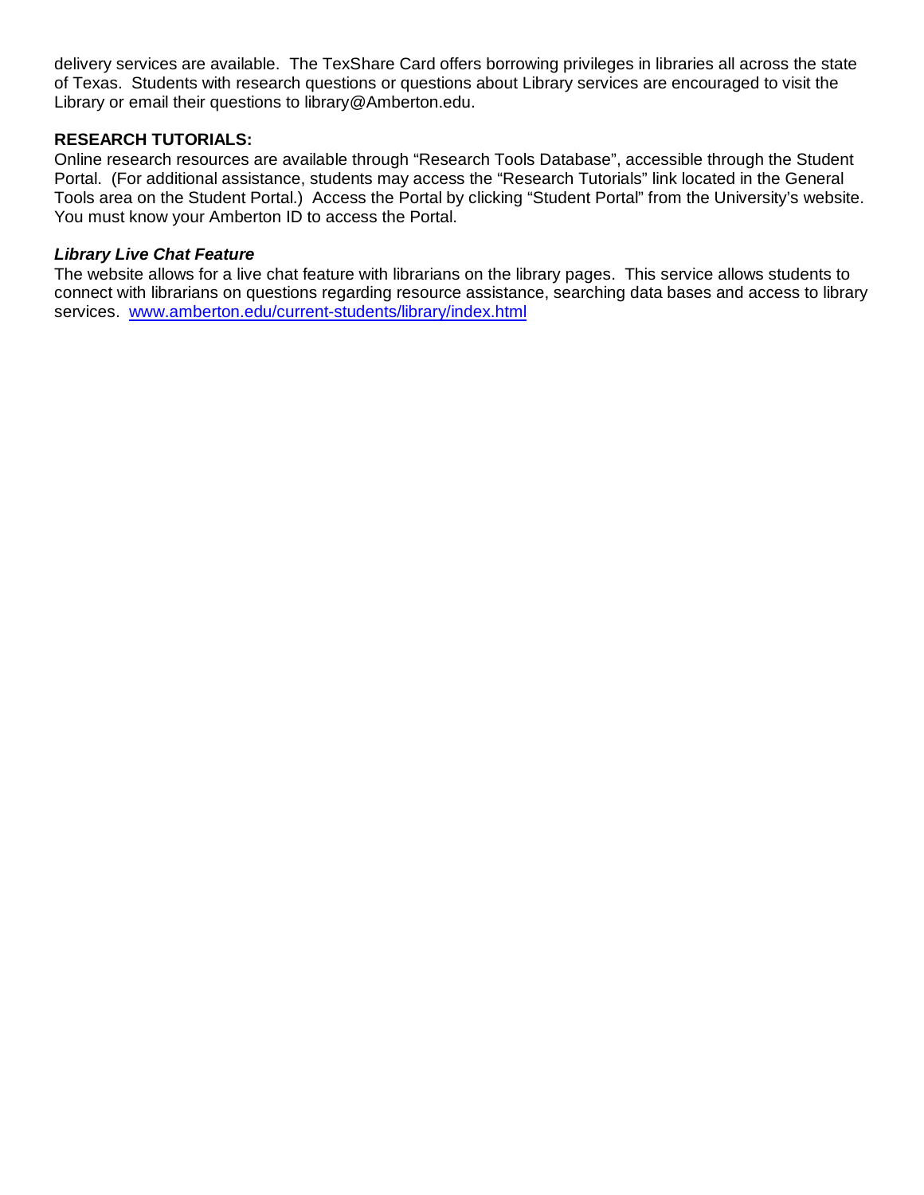delivery services are available. The TexShare Card offers borrowing privileges in libraries all across the state of Texas. Students with research questions or questions about Library services are encouraged to visit the Library or email their questions to library@Amberton.edu.

**RESEARCH TUTORIALS:**

Online research resources are available through "Research Tools Database", accessible through the Student Portal. (For additional assistance, students may access the "Research Tutorials" link located in the General Tools area on the Student Portal.) Access the Portal by clicking "Student Portal" from the University's website. You must know your Amberton ID to access the Portal.

***Library Live Chat Feature***

The website allows for a live chat feature with librarians on the library pages. This service allows students to connect with librarians on questions regarding resource assistance, searching data bases and access to library services. [www.amberton.edu/current-students/library/index.html](www.amberton.edu/current-students/library/index.html)